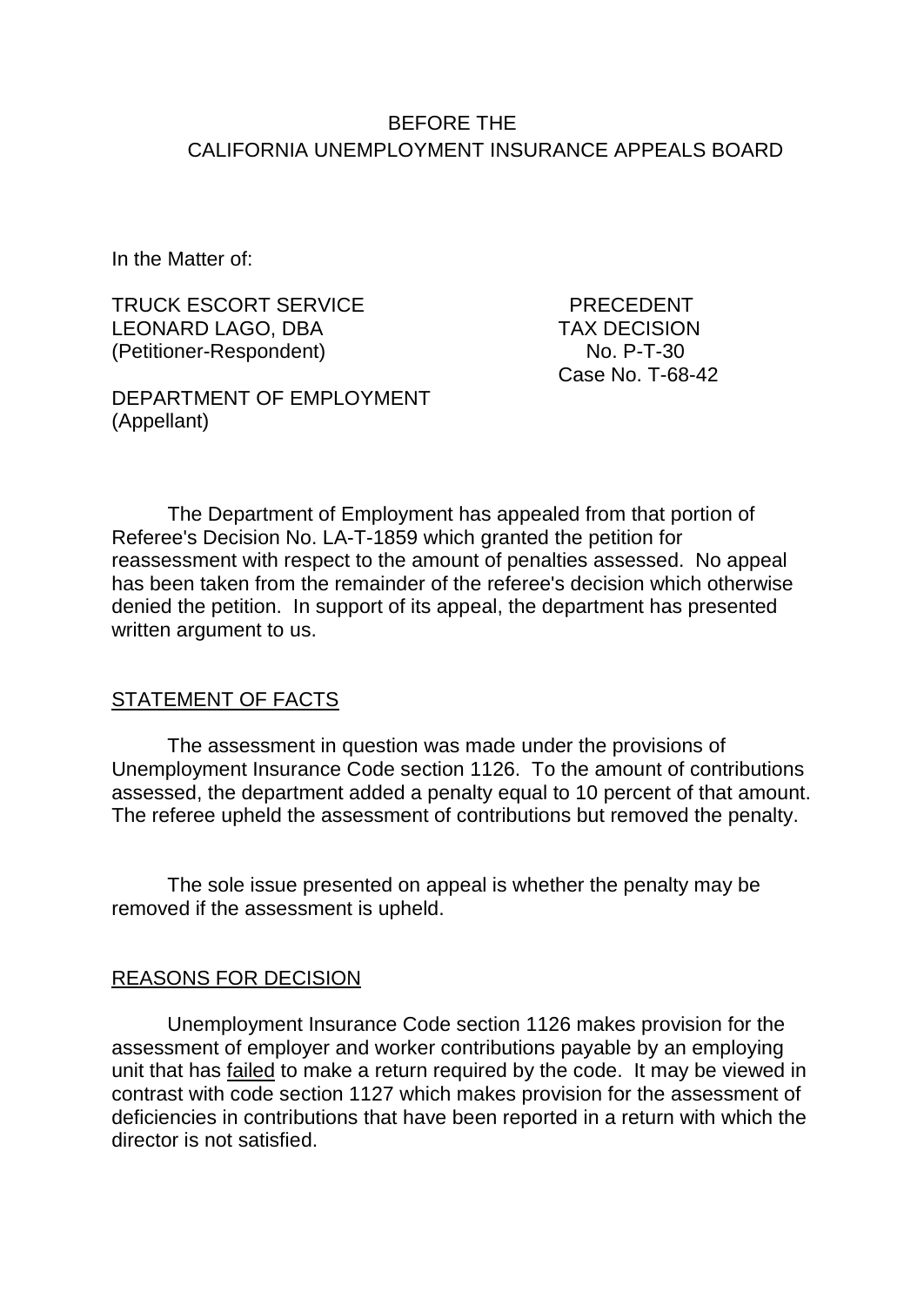BEFORE THE
CALIFORNIA UNEMPLOYMENT INSURANCE APPEALS BOARD

In the Matter of:

TRUCK ESCORT SERVICE
LEONARD LAGO, DBA
(Petitioner-Respondent)

PRECEDENT
TAX DECISION
No. P-T-30
Case No. T-68-42

DEPARTMENT OF EMPLOYMENT
(Appellant)

The Department of Employment has appealed from that portion of Referee's Decision No. LA-T-1859 which granted the petition for reassessment with respect to the amount of penalties assessed. No appeal has been taken from the remainder of the referee's decision which otherwise denied the petition. In support of its appeal, the department has presented written argument to us.

## STATEMENT OF FACTS

The assessment in question was made under the provisions of Unemployment Insurance Code section 1126. To the amount of contributions assessed, the department added a penalty equal to 10 percent of that amount. The referee upheld the assessment of contributions but removed the penalty.

The sole issue presented on appeal is whether the penalty may be removed if the assessment is upheld.

## REASONS FOR DECISION

Unemployment Insurance Code section 1126 makes provision for the assessment of employer and worker contributions payable by an employing unit that has failed to make a return required by the code. It may be viewed in contrast with code section 1127 which makes provision for the assessment of deficiencies in contributions that have been reported in a return with which the director is not satisfied.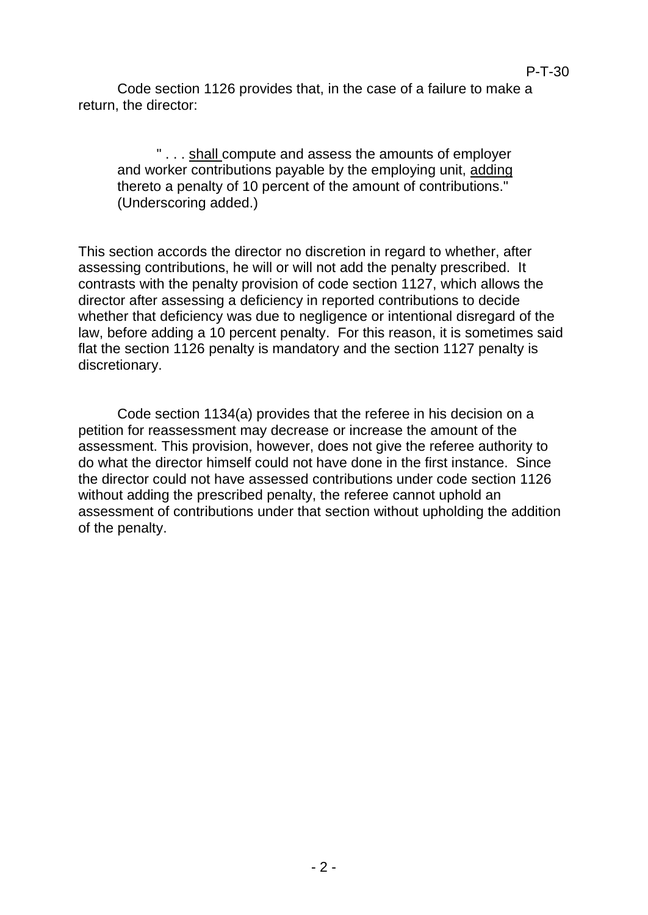Code section 1126 provides that, in the case of a failure to make a return, the director:

> " . . . shall compute and assess the amounts of employer and worker contributions payable by the employing unit, adding thereto a penalty of 10 percent of the amount of contributions." (Underscoring added.)

This section accords the director no discretion in regard to whether, after assessing contributions, he will or will not add the penalty prescribed. It contrasts with the penalty provision of code section 1127, which allows the director after assessing a deficiency in reported contributions to decide whether that deficiency was due to negligence or intentional disregard of the law, before adding a 10 percent penalty. For this reason, it is sometimes said flat the section 1126 penalty is mandatory and the section 1127 penalty is discretionary.

Code section 1134(a) provides that the referee in his decision on a petition for reassessment may decrease or increase the amount of the assessment. This provision, however, does not give the referee authority to do what the director himself could not have done in the first instance. Since the director could not have assessed contributions under code section 1126 without adding the prescribed penalty, the referee cannot uphold an assessment of contributions under that section without upholding the addition of the penalty.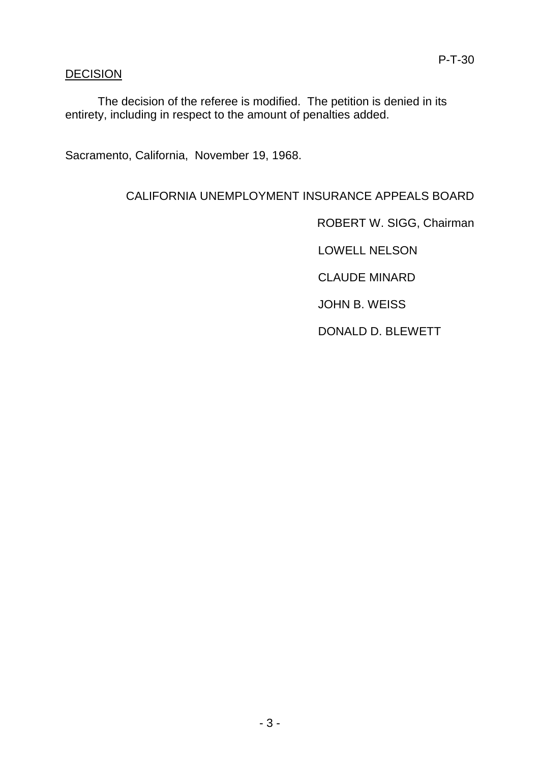P-T-30

DECISION

The decision of the referee is modified. The petition is denied in its entirety, including in respect to the amount of penalties added.

Sacramento, California, November 19, 1968.

CALIFORNIA UNEMPLOYMENT INSURANCE APPEALS BOARD

ROBERT W. SIGG, Chairman

LOWELL NELSON

CLAUDE MINARD

JOHN B. WEISS

DONALD D. BLEWETT